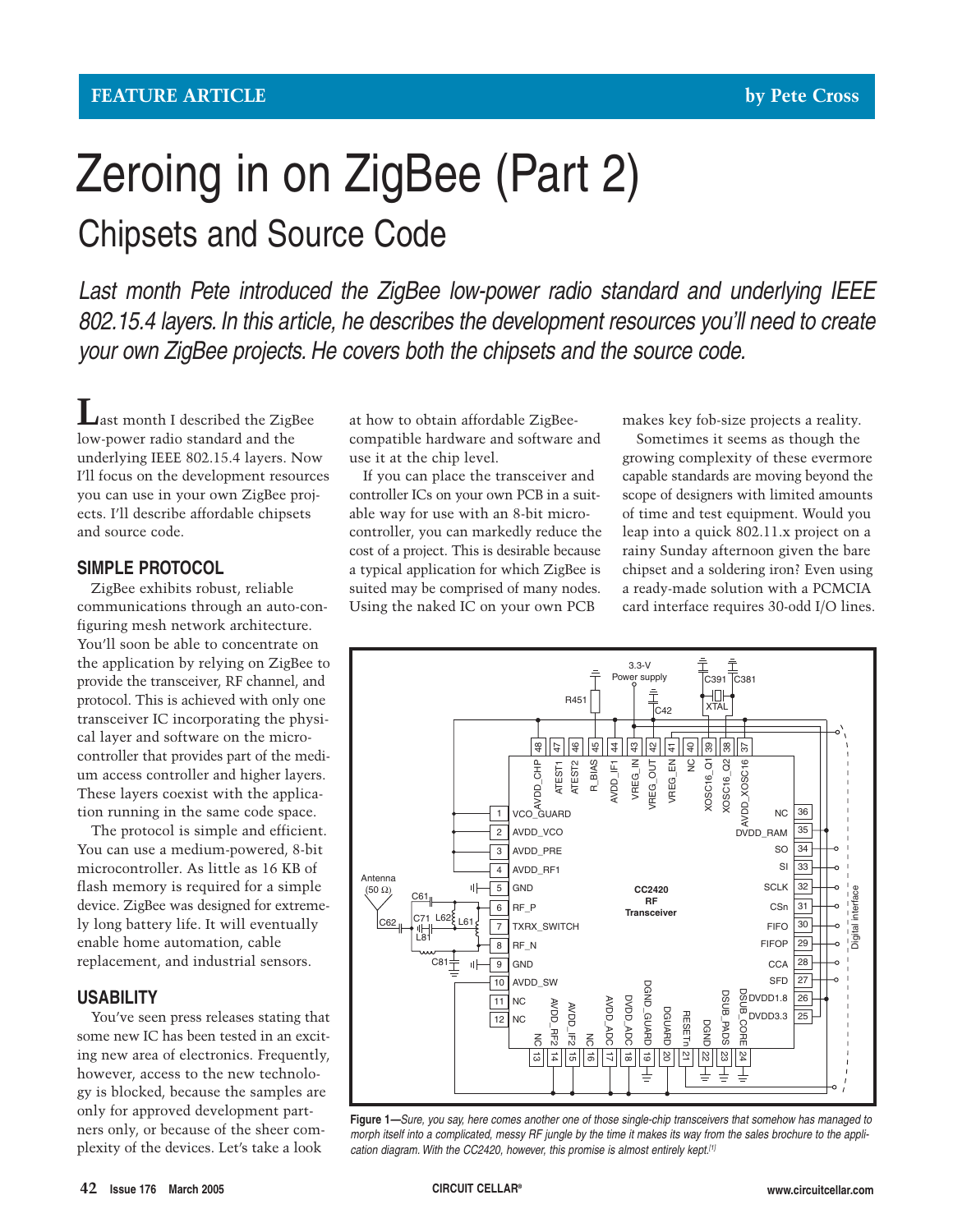FEATURE ARTICLE by Pete Cross

# Zeroing in on ZigBee (Part 2)

## Chipsets and Source Code

*Last month Pete introduced the ZigBee low-power radio standard and underlying IEEE 802.15.4 layers. In this article, he describes the development resources you'll need to create your own ZigBee projects. He covers both the chipsets and the source code.*

Last month I described the ZigBee low-power radio standard and the underlying IEEE 802.15.4 layers. Now I'll focus on the development resources you can use in your own ZigBee projects. I'll describe affordable chipsets and source code.

### SIMPLE PROTOCOL

ZigBee exhibits robust, reliable communications through an auto-configuring mesh network architecture. You'll soon be able to concentrate on the application by relying on ZigBee to provide the transceiver, RF channel, and protocol. This is achieved with only one transceiver IC incorporating the physical layer and software on the microcontroller that provides part of the medium access controller and higher layers. These layers coexist with the application running in the same code space.

The protocol is simple and efficient. You can use a medium-powered, 8-bit microcontroller. As little as 16 KB of flash memory is required for a simple device. ZigBee was designed for extremely long battery life. It will eventually enable home automation, cable replacement, and industrial sensors.

### USABILITY

You've seen press releases stating that some new IC has been tested in an exciting new area of electronics. Frequently, however, access to the new technology is blocked, because the samples are only for approved development partners only, or because of the sheer complexity of the devices. Let's take a look at how to obtain affordable ZigBee-compatible hardware and software and use it at the chip level.

If you can place the transceiver and controller ICs on your own PCB in a suitable way for use with an 8-bit microcontroller, you can markedly reduce the cost of a project. This is desirable because a typical application for which ZigBee is suited may be comprised of many nodes. Using the naked IC on your own PCB makes key fob-size projects a reality.

Sometimes it seems as though the growing complexity of these evermore capable standards are moving beyond the scope of designers with limited amounts of time and test equipment. Would you leap into a quick 802.11.x project on a rainy Sunday afternoon given the bare chipset and a soldering iron? Even using a ready-made solution with a PCMCIA card interface requires 30-odd I/O lines.

3.3-V Power supply
R451
C42
C391 C381
XTAL
48 AVDD_CHP
47 ATEST1
46 ATEST2
45 R_BIAS
44 AVDD_IF1
43 VREG_IN
42 VREG_OUT
41 VREG_EN
40 NC
39 XOSC16_Q1
38 XOSC16_Q2
37 AVDD_XOSC16
1 VCO_GUARD
2 AVDD_VCO
3 AVDD_PRE
4 AVDD_RF1
5 GND
6 RF_P
7 TXRX_SWITCH
8 RF_N
9 GND
10 AVDD_SW
11 NC
12 NC
Antenna (50 Ω)
C61
C62
C71
L62
L61
L81
C81
CC2420 RF Transceiver
NC 36
DVDD_RAM 35
SO 34
SI 33
SCLK 32
CSn 31
FIFO 30
FIFOP 29
CCA 28
SFD 27
DVDD1.8 26
DVDD3.3 25
13 NC
14 AVDD_RF2
15 AVDD_IF2
16 NC
17 AVDD_ADC
18 DVDD_ADC
19 DGND_GUARD
20 DGUARD
21 RESETn
22 DGND
23 DSUB_PADS
24 DSUB_CORE
Digital interface

**Figure 1—***Sure, you say, here comes another one of those single-chip transceivers that somehow has managed to morph itself into a complicated, messy RF jungle by the time it makes its way from the sales brochure to the application diagram. With the CC2420, however, this promise is almost entirely kept.*[1]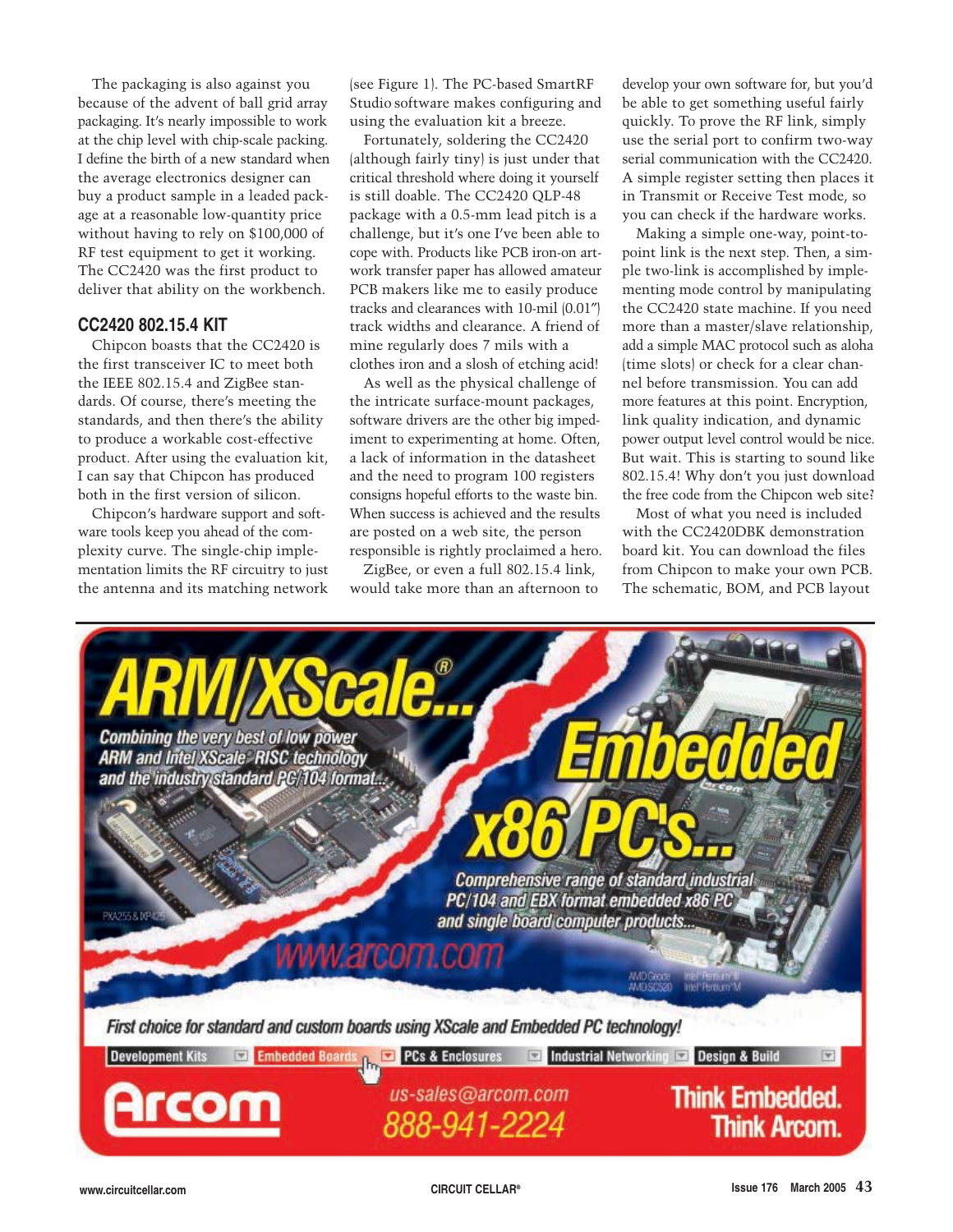The packaging is also against you because of the advent of ball grid array packaging. It's nearly impossible to work at the chip level with chip-scale packing. I define the birth of a new standard when the average electronics designer can buy a product sample in a leaded package at a reasonable low-quantity price without having to rely on $100,000 of RF test equipment to get it working. The CC2420 was the first product to deliver that ability on the workbench.

## CC2420 802.15.4 KIT

Chipcon boasts that the CC2420 is the first transceiver IC to meet both the IEEE 802.15.4 and ZigBee standards. Of course, there's meeting the standards, and then there's the ability to produce a workable cost-effective product. After using the evaluation kit, I can say that Chipcon has produced both in the first version of silicon.

Chipcon's hardware support and software tools keep you ahead of the complexity curve. The single-chip implementation limits the RF circuitry to just the antenna and its matching network (see Figure 1). The PC-based SmartRF Studio software makes configuring and using the evaluation kit a breeze.

Fortunately, soldering the CC2420 (although fairly tiny) is just under that critical threshold where doing it yourself is still doable. The CC2420 QLP-48 package with a 0.5-mm lead pitch is a challenge, but it's one I've been able to cope with. Products like PCB iron-on artwork transfer paper has allowed amateur PCB makers like me to easily produce tracks and clearances with 10-mil (0.01″) track widths and clearance. A friend of mine regularly does 7 mils with a clothes iron and a slosh of etching acid!

As well as the physical challenge of the intricate surface-mount packages, software drivers are the other big impediment to experimenting at home. Often, a lack of information in the datasheet and the need to program 100 registers consigns hopeful efforts to the waste bin. When success is achieved and the results are posted on a web site, the person responsible is rightly proclaimed a hero.

ZigBee, or even a full 802.15.4 link, would take more than an afternoon to develop your own software for, but you'd be able to get something useful fairly quickly. To prove the RF link, simply use the serial port to confirm two-way serial communication with the CC2420. A simple register setting then places it in Transmit or Receive Test mode, so you can check if the hardware works.

Making a simple one-way, point-to-point link is the next step. Then, a simple two-link is accomplished by implementing mode control by manipulating the CC2420 state machine. If you need more than a master/slave relationship, add a simple MAC protocol such as aloha (time slots) or check for a clear channel before transmission. You can add more features at this point. Encryption, link quality indication, and dynamic power output level control would be nice. But wait. This is starting to sound like 802.15.4! Why don't you just download the free code from the Chipcon web site?

Most of what you need is included with the CC2420DBK demonstration board kit. You can download the files from Chipcon to make your own PCB. The schematic, BOM, and PCB layout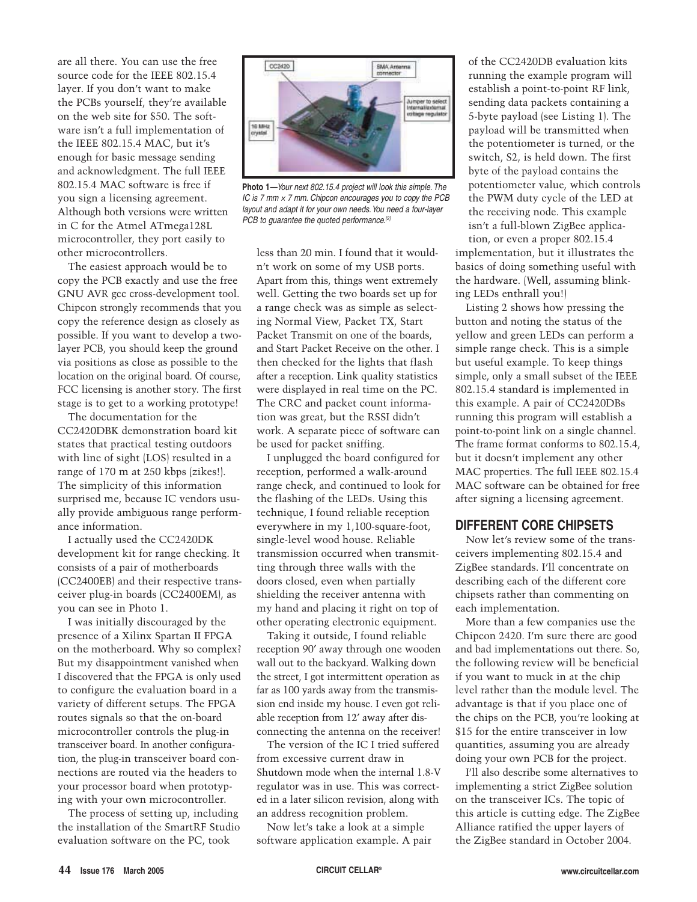are all there. You can use the free source code for the IEEE 802.15.4 layer. If you don't want to make the PCBs yourself, they're available on the web site for $50. The software isn't a full implementation of the IEEE 802.15.4 MAC, but it's enough for basic message sending and acknowledgment. The full IEEE 802.15.4 MAC software is free if you sign a licensing agreement. Although both versions were written in C for the Atmel ATmega128L microcontroller, they port easily to other microcontrollers.

The easiest approach would be to copy the PCB exactly and use the free GNU AVR gcc cross-development tool. Chipcon strongly recommends that you copy the reference design as closely as possible. If you want to develop a two-layer PCB, you should keep the ground via positions as close as possible to the location on the original board. Of course, FCC licensing is another story. The first stage is to get to a working prototype!

The documentation for the CC2420DBK demonstration board kit states that practical testing outdoors with line of sight (LOS) resulted in a range of 170 m at 250 kbps (zikes!). The simplicity of this information surprised me, because IC vendors usually provide ambiguous range performance information.

I actually used the CC2420DK development kit for range checking. It consists of a pair of motherboards (CC2400EB) and their respective transceiver plug-in boards (CC2400EM), as you can see in Photo 1.

I was initially discouraged by the presence of a Xilinx Spartan II FPGA on the motherboard. Why so complex? But my disappointment vanished when I discovered that the FPGA is only used to configure the evaluation board in a variety of different setups. The FPGA routes signals so that the on-board microcontroller controls the plug-in transceiver board. In another configuration, the plug-in transceiver board connections are routed via the headers to your processor board when prototyping with your own microcontroller.

The process of setting up, including the installation of the SmartRF Studio evaluation software on the PC, took less than 20 min. I found that it wouldn't work on some of my USB ports. Apart from this, things went extremely well. Getting the two boards set up for a range check was as simple as selecting Normal View, Packet TX, Start Packet Transmit on one of the boards, and Start Packet Receive on the other. I then checked for the lights that flash after a reception. Link quality statistics were displayed in real time on the PC. The CRC and packet count information was great, but the RSSI didn't work. A separate piece of software can be used for packet sniffing.

CC2420

SMA Antenna connector

Jumper to select internal/external voltage regulator

16 MHz crystal

**Photo 1—***Your next 802.15.4 project will look this simple. The IC is 7 mm × 7 mm. Chipcon encourages you to copy the PCB layout and adapt it for your own needs. You need a four-layer PCB to guarantee the quoted performance.*[2]

I unplugged the board configured for reception, performed a walk-around range check, and continued to look for the flashing of the LEDs. Using this technique, I found reliable reception everywhere in my 1,100-square-foot, single-level wood house. Reliable transmission occurred when transmitting through three walls with the doors closed, even when partially shielding the receiver antenna with my hand and placing it right on top of other operating electronic equipment.

Taking it outside, I found reliable reception 90′ away through one wooden wall out to the backyard. Walking down the street, I got intermittent operation as far as 100 yards away from the transmission end inside my house. I even got reliable reception from 12′ away after disconnecting the antenna on the receiver!

The version of the IC I tried suffered from excessive current draw in Shutdown mode when the internal 1.8-V regulator was in use. This was corrected in a later silicon revision, along with an address recognition problem.

Now let's take a look at a simple software application example. A pair of the CC2420DB evaluation kits running the example program will establish a point-to-point RF link, sending data packets containing a 5-byte payload (see Listing 1). The payload will be transmitted when the potentiometer is turned, or the switch, S2, is held down. The first byte of the payload contains the potentiometer value, which controls the PWM duty cycle of the LED at the receiving node. This example isn't a full-blown ZigBee application, or even a proper 802.15.4 implementation, but it illustrates the basics of doing something useful with the hardware. (Well, assuming blinking LEDs enthrall you!)

Listing 2 shows how pressing the button and noting the status of the yellow and green LEDs can perform a simple range check. This is a simple but useful example. To keep things simple, only a small subset of the IEEE 802.15.4 standard is implemented in this example. A pair of CC2420DBs running this program will establish a point-to-point link on a single channel. The frame format conforms to 802.15.4, but it doesn't implement any other MAC properties. The full IEEE 802.15.4 MAC software can be obtained for free after signing a licensing agreement.

## DIFFERENT CORE CHIPSETS

Now let's review some of the transceivers implementing 802.15.4 and ZigBee standards. I'll concentrate on describing each of the different core chipsets rather than commenting on each implementation.

More than a few companies use the Chipcon 2420. I'm sure there are good and bad implementations out there. So, the following review will be beneficial if you want to muck in at the chip level rather than the module level. The advantage is that if you place one of the chips on the PCB, you're looking at $15 for the entire transceiver in low quantities, assuming you are already doing your own PCB for the project.

I'll also describe some alternatives to implementing a strict ZigBee solution on the transceiver ICs. The topic of this article is cutting edge. The ZigBee Alliance ratified the upper layers of the ZigBee standard in October 2004.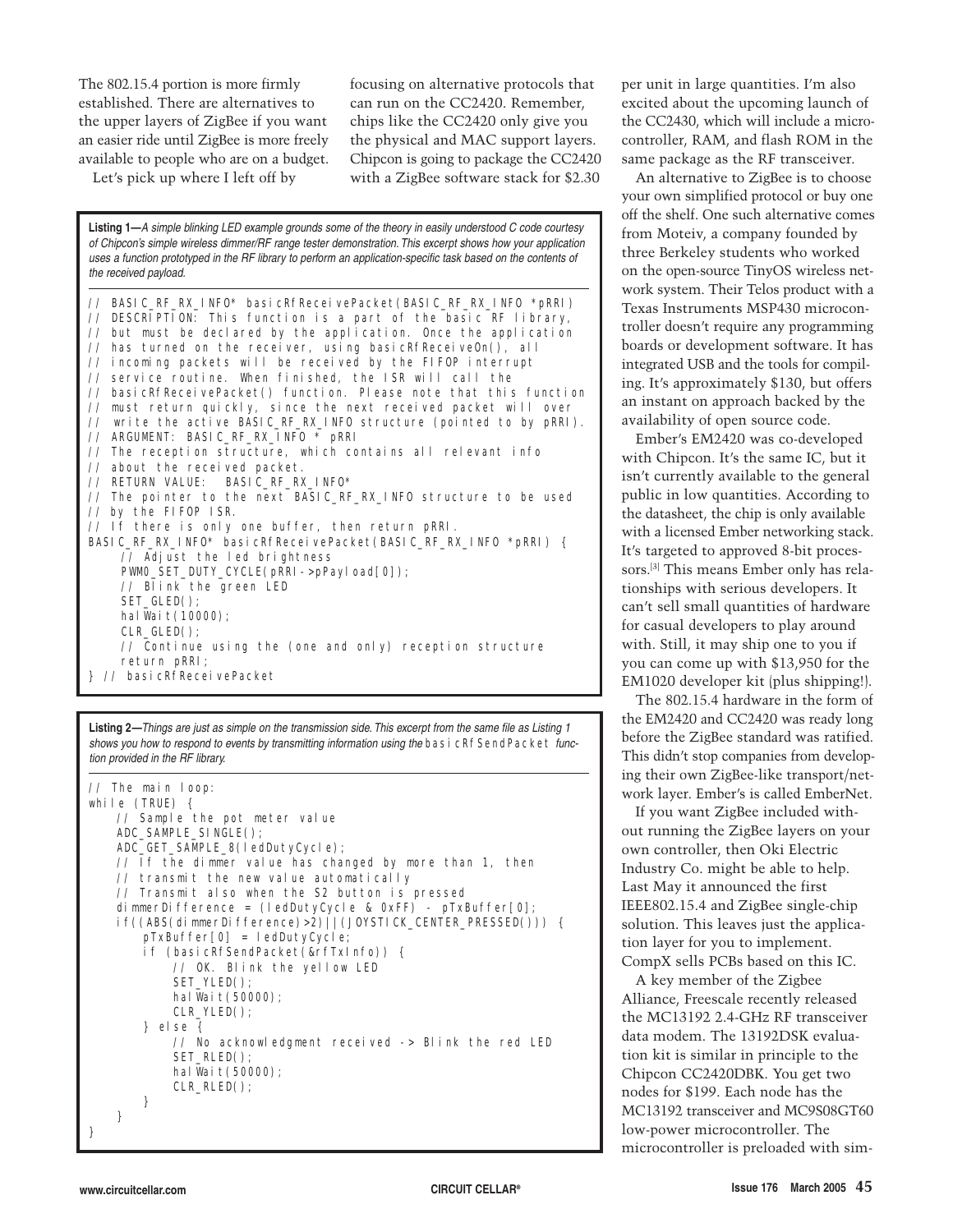The 802.15.4 portion is more firmly established. There are alternatives to the upper layers of ZigBee if you want an easier ride until ZigBee is more freely available to people who are on a budget.

Let's pick up where I left off by focusing on alternative protocols that can run on the CC2420. Remember, chips like the CC2420 only give you the physical and MAC support layers. Chipcon is going to package the CC2420 with a ZigBee software stack for $2.30 per unit in large quantities. I'm also excited about the upcoming launch of the CC2430, which will include a microcontroller, RAM, and flash ROM in the same package as the RF transceiver.

**Listing 1—***A simple blinking LED example grounds some of the theory in easily understood C code courtesy of Chipcon's simple wireless dimmer/RF range tester demonstration. This excerpt shows how your application uses a function prototyped in the RF library to perform an application-specific task based on the contents of the received payload.*

```
// BASIC_RF_RX_INFO* basicRfReceivePacket(BASIC_RF_RX_INFO *pRRI)
// DESCRIPTION: This function is a part of the basic RF library,
// but must be declared by the application. Once the application
// has turned on the receiver, using basicRfReceiveOn(), all
// incoming packets will be received by the FIFOP interrupt
// service routine. When finished, the ISR will call the
// basicRfReceivePacket() function. Please note that this function
// must return quickly, since the next received packet will over
// write the active BASIC_RF_RX_INFO structure (pointed to by pRRI).
// ARGUMENT: BASIC_RF_RX_INFO * pRRI
// The reception structure, which contains all relevant info
// about the received packet.
// RETURN VALUE:  BASIC_RF_RX_INFO*
// The pointer to the next BASIC_RF_RX_INFO structure to be used
// by the FIFOP ISR.
// If there is only one buffer, then return pRRI.
BASIC_RF_RX_INFO* basicRfReceivePacket(BASIC_RF_RX_INFO *pRRI) {
    // Adjust the led brightness
    PWM0_SET_DUTY_CYCLE(pRRI->pPayload[0]);
    // Blink the green LED
    SET_GLED();
    halWait(10000);
    CLR_GLED();
    // Continue using the (one and only) reception structure
    return pRRI;
} // basicRfReceivePacket
```

**Listing 2—***Things are just as simple on the transmission side. This excerpt from the same file as Listing 1 shows you how to respond to events by transmitting information using the* basicRfSendPacket *function provided in the RF library.*

```
// The main loop:
while (TRUE) {
    // Sample the pot meter value
    ADC_SAMPLE_SINGLE();
    ADC_GET_SAMPLE_8(ledDutyCycle);
    // If the dimmer value has changed by more than 1, then
    // transmit the new value automatically
    // Transmit also when the S2 button is pressed
    dimmerDifference = (ledDutyCycle & 0xFF) - pTxBuffer[0];
    if((ABS(dimmerDifference)>2)||(JOYSTICK_CENTER_PRESSED())) {
        pTxBuffer[0] = ledDutyCycle;
        if (basicRfSendPacket(&rfTxInfo)) {
            // OK. Blink the yellow LED
            SET_YLED();
            halWait(50000);
            CLR_YLED();
        } else {
            // No acknowledgment received -> Blink the red LED
            SET_RLED();
            halWait(50000);
            CLR_RLED();
        }
    }
}
```

An alternative to ZigBee is to choose your own simplified protocol or buy one off the shelf. One such alternative comes from Moteiv, a company founded by three Berkeley students who worked on the open-source TinyOS wireless network system. Their Telos product with a Texas Instruments MSP430 microcontroller doesn't require any programming boards or development software. It has integrated USB and the tools for compiling. It's approximately $130, but offers an instant on approach backed by the availability of open source code.

Ember's EM2420 was co-developed with Chipcon. It's the same IC, but it isn't currently available to the general public in low quantities. According to the datasheet, the chip is only available with a licensed Ember networking stack. It's targeted to approved 8-bit processors.[3] This means Ember only has relationships with serious developers. It can't sell small quantities of hardware for casual developers to play around with. Still, it may ship one to you if you can come up with $13,950 for the EM1020 developer kit (plus shipping!).

The 802.15.4 hardware in the form of the EM2420 and CC2420 was ready long before the ZigBee standard was ratified. This didn't stop companies from developing their own ZigBee-like transport/network layer. Ember's is called EmberNet.

If you want ZigBee included without running the ZigBee layers on your own controller, then Oki Electric Industry Co. might be able to help. Last May it announced the first IEEE802.15.4 and ZigBee single-chip solution. This leaves just the application layer for you to implement. CompX sells PCBs based on this IC.

A key member of the Zigbee Alliance, Freescale recently released the MC13192 2.4-GHz RF transceiver data modem. The 13192DSK evaluation kit is similar in principle to the Chipcon CC2420DBK. You get two nodes for $199. Each node has the MC13192 transceiver and MC9S08GT60 low-power microcontroller. The microcontroller is preloaded with sim-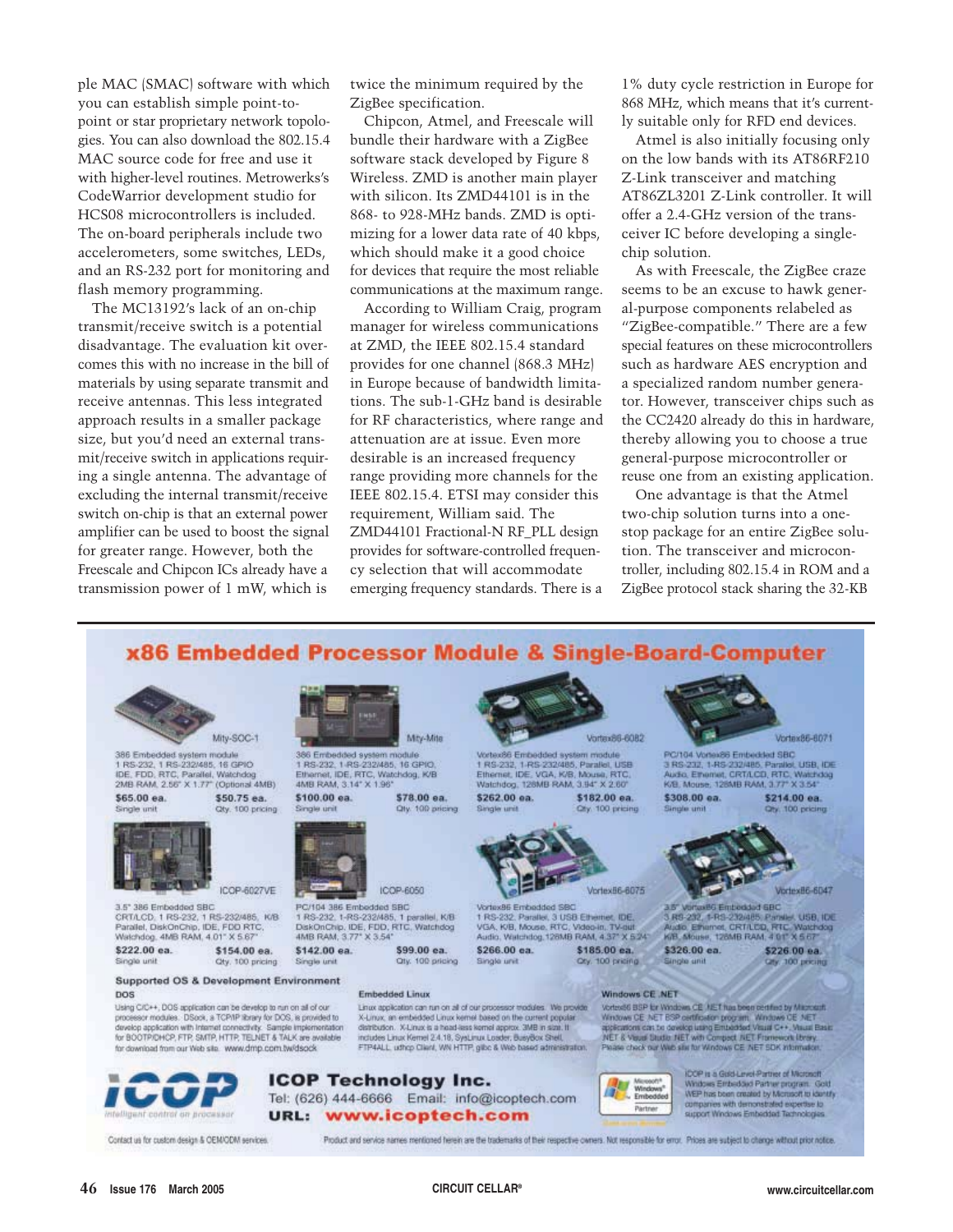ple MAC (SMAC) software with which you can establish simple point-to-point or star proprietary network topologies. You can also download the 802.15.4 MAC source code for free and use it with higher-level routines. Metrowerks's CodeWarrior development studio for HCS08 microcontrollers is included. The on-board peripherals include two accelerometers, some switches, LEDs, and an RS-232 port for monitoring and flash memory programming.

The MC13192's lack of an on-chip transmit/receive switch is a potential disadvantage. The evaluation kit overcomes this with no increase in the bill of materials by using separate transmit and receive antennas. This less integrated approach results in a smaller package size, but you'd need an external transmit/receive switch in applications requiring a single antenna. The advantage of excluding the internal transmit/receive switch on-chip is that an external power amplifier can be used to boost the signal for greater range. However, both the Freescale and Chipcon ICs already have a transmission power of 1 mW, which is twice the minimum required by the ZigBee specification.

Chipcon, Atmel, and Freescale will bundle their hardware with a ZigBee software stack developed by Figure 8 Wireless. ZMD is another main player with silicon. Its ZMD44101 is in the 868- to 928-MHz bands. ZMD is optimizing for a lower data rate of 40 kbps, which should make it a good choice for devices that require the most reliable communications at the maximum range.

According to William Craig, program manager for wireless communications at ZMD, the IEEE 802.15.4 standard provides for one channel (868.3 MHz) in Europe because of bandwidth limitations. The sub-1-GHz band is desirable for RF characteristics, where range and attenuation are at issue. Even more desirable is an increased frequency range providing more channels for the IEEE 802.15.4. ETSI may consider this requirement, William said. The ZMD44101 Fractional-N RF_PLL design provides for software-controlled frequency selection that will accommodate emerging frequency standards. There is a 1% duty cycle restriction in Europe for 868 MHz, which means that it's currently suitable only for RFD end devices.

Atmel is also initially focusing only on the low bands with its AT86RF210 Z-Link transceiver and matching AT86ZL3201 Z-Link controller. It will offer a 2.4-GHz version of the transceiver IC before developing a single-chip solution.

As with Freescale, the ZigBee craze seems to be an excuse to hawk general-purpose components relabeled as "ZigBee-compatible." There are a few special features on these microcontrollers such as hardware AES encryption and a specialized random number generator. However, transceiver chips such as the CC2420 already do this in hardware, thereby allowing you to choose a true general-purpose microcontroller or reuse one from an existing application.

One advantage is that the Atmel two-chip solution turns into a one-stop package for an entire ZigBee solution. The transceiver and microcontroller, including 802.15.4 in ROM and a ZigBee protocol stack sharing the 32-KB

---

## x86 Embedded Processor Module & Single-Board-Computer

**Mity-SOC-1**
386 Embedded system module
1 RS-232, 1 RS-232/485, 16 GPIO
IDE, FDD, RTC, Parallel, Watchdog
2MB RAM, 2.56" X 1.77" (Optional 4MB)
**$65.00 ea.** Single unit — **$50.75 ea.** Qty. 100 pricing

**Mity-Mite**
386 Embedded system module
1 RS-232, 1-RS-232/485, 16 GPIO,
Ethernet, IDE, RTC, Watchdog, K/B
4MB RAM, 3.14" X 1.96"
**$100.00 ea.** Single unit — **$78.00 ea.** Qty. 100 pricing

**Vortex86-6082**
Vortex86 Embedded system module
1 RS-232, 1-RS-232/485, Parallel, USB
Ethernet, IDE, VGA, K/B, Mouse, RTC,
Watchdog, 128MB RAM, 3.94" X 2.60"
**$262.00 ea.** Single unit — **$182.00 ea.** Qty. 100 pricing

**Vortex86-6071**
PC/104 Vortex86 Embedded SBC
3 RS-232, 1-RS-232/485, Parallel, USB, IDE
Audio, Ethernet, CRT/LCD, RTC, Watchdog
K/B, Mouse, 128MB RAM, 3.77" X 3.54"
**$308.00 ea.** Single unit — **$214.00 ea.** Qty. 100 pricing

**ICOP-6027VE**
3.5" 386 Embedded SBC
CRT/LCD, 1 RS-232, 1 RS-232/485, K/B
Parallel, DiskOnChip, IDE, FDD RTC,
Watchdog, 4MB RAM, 4.01" X 5.67"
**$222.00 ea.** Single unit — **$154.00 ea.** Qty. 100 pricing

**ICOP-6050**
PC/104 386 Embedded SBC
1 RS-232, 1-RS-232/485, 1 parallel, K/B
DiskOnChip, IDE, FDD, RTC, Watchdog
4MB RAM, 3.77" X 3.54"
**$142.00 ea.** Single unit — **$99.00 ea.** Qty. 100 pricing

**Vortex86-6075**
Vortex86 Embedded SBC
1 RS-232, Parallel, 3 USB Ethernet, IDE,
VGA, K/B, Mouse, RTC, Video-in, TV-out
Audio, Watchdog,128MB RAM, 4.37" X 5.24"
**$266.00 ea.** Single unit — **$185.00 ea.** Qty. 100 pricing

**Vortex86-6047**
3.5" Vortex86 Embedded SBC
3 RS-232, 1-RS-232/485, Parallel, USB, IDE
Audio, Ethernet, CRT/LCD, RTC, Watchdog
K/B, Mouse, 128MB RAM, 4.01" X 5.67"
**$326.00 ea.** Single unit — **$226.00 ea.** Qty. 100 pricing

### Supported OS & Development Environment

**DOS**
Using C/C++, DOS application can be develop to run on all of our processor modules. DSock, a TCP/IP library for DOS, is provided to develop application with Internet connectivity. Sample implementation for BOOTP/DHCP, FTP, SMTP, HTTP, TELNET & TALK are available for download from our Web site. www.dmp.com.tw/dsock

**Embedded Linux**
Linux application can run on all of our processor modules. We provide X-Linux, an embedded Linux kernel based on the current popular distribution. X-Linux is a head-less kernel approx. 3MB in size. It includes Linux Kernel 2.4.18, SysLinux Loader, BusyBox Shell, FTP4ALL, udhcp Client, WN HTTP, glibc & Web based administration.

**Windows CE .NET**
Vortex86 BSP for Windows CE .NET has been certified by Microsoft Windows CE .NET BSP certification program. Windows CE .NET applications can be develop using Embedded Visual C++, Visual Basic .NET & Visual Studio .NET with Compact .NET Framework library. Please check our Web site for Windows CE .NET SDK information.

**ICOP Technology Inc.**
Tel: (626) 444-6666 Email: info@icoptech.com
URL: www.icoptech.com

ICOP is a Gold-Level Partner of Microsoft Windows Embedded Partner program. Gold WEP has been created by Microsoft to identify companies with demonstrated expertise to support Windows Embedded Technologies.

Contact us for custom design & OEM/ODM services.

Product and service names mentioned herein are the trademarks of their respective owners. Not responsible for error. Prices are subject to change without prior notice.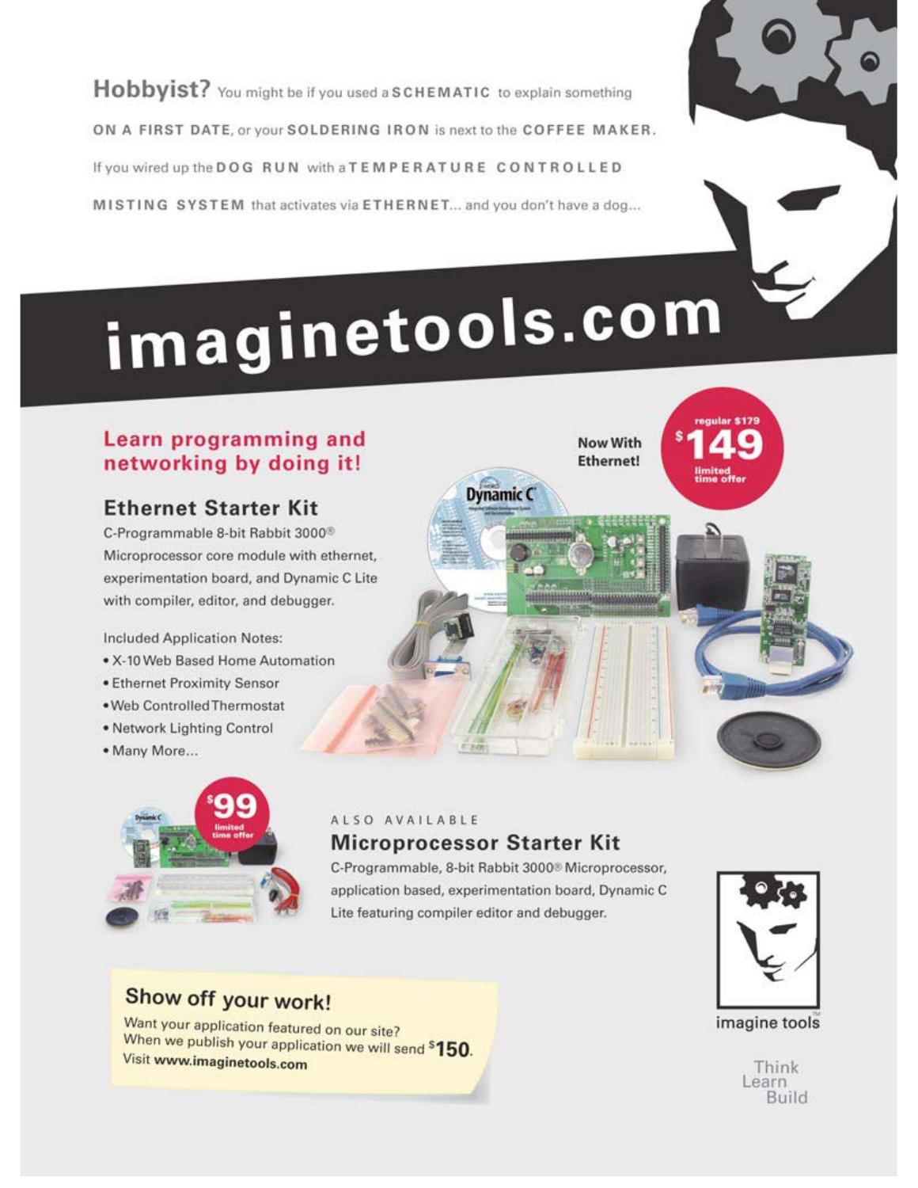**Hobbyist?** You might be if you used a **SCHEMATIC** to explain something **ON A FIRST DATE**, or your **SOLDERING IRON** is next to the **COFFEE MAKER**. If you wired up the **DOG RUN** with a **TEMPERATURE CONTROLLED MISTING SYSTEM** that activates via **ETHERNET**... and you don't have a dog...

# imaginetools.com

## Learn programming and networking by doing it!

### Ethernet Starter Kit

C-Programmable 8-bit Rabbit 3000® Microprocessor core module with ethernet, experimentation board, and Dynamic C Lite with compiler, editor, and debugger.

Included Application Notes:

- X-10 Web Based Home Automation
- Ethernet Proximity Sensor
- Web Controlled Thermostat
- Network Lighting Control
- Many More...

Now With Ethernet!

regular $179

**$149**

limited time offer

**$99**

limited time offer

ALSO AVAILABLE

### Microprocessor Starter Kit

C-Programmable, 8-bit Rabbit 3000® Microprocessor, application based, experimentation board, Dynamic C Lite featuring compiler editor and debugger.

## Show off your work!

Want your application featured on our site?
When we publish your application we will send **$150**.
Visit **www.imaginetools.com**

imagine tools™

Think
Learn
Build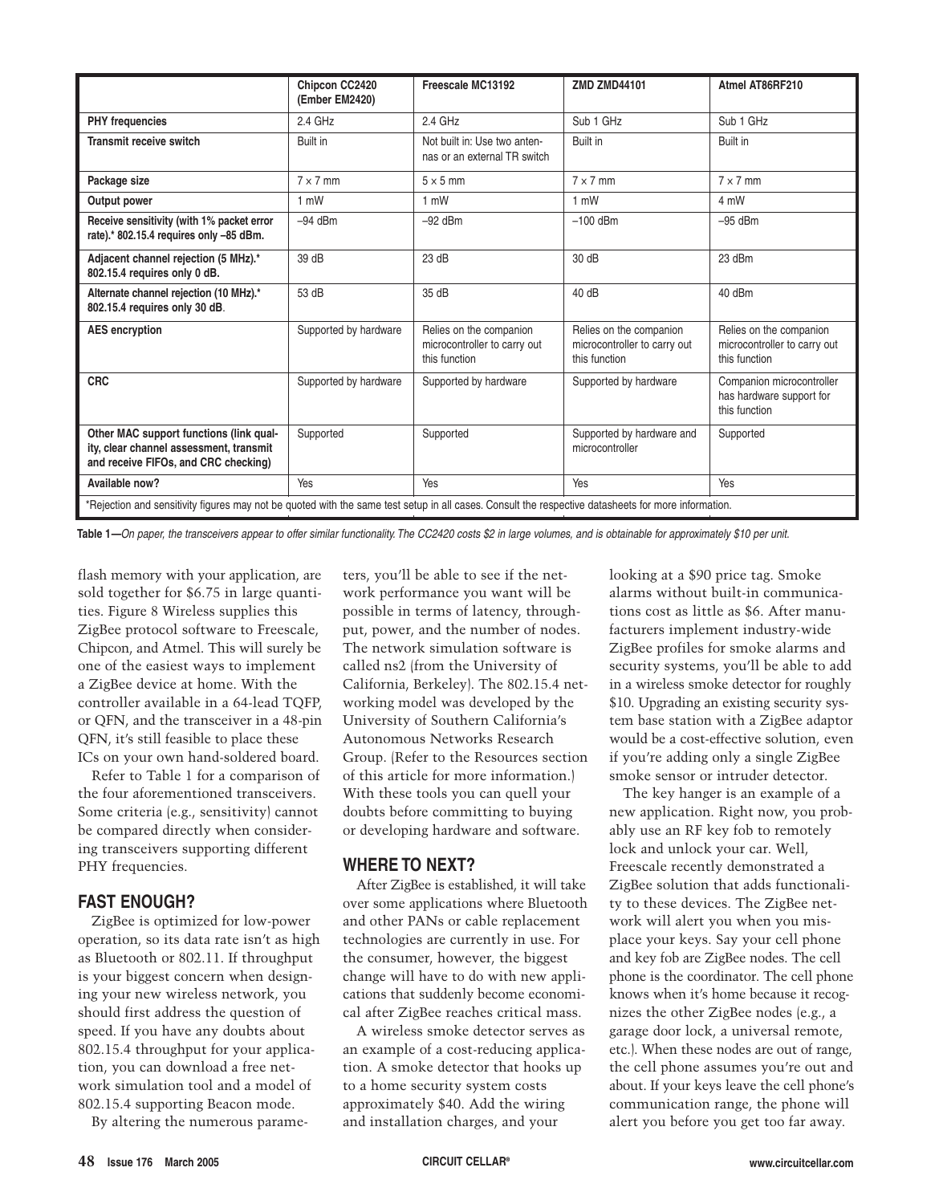| | Chipcon CC2420 (Ember EM2420) | Freescale MC13192 | ZMD ZMD44101 | Atmel AT86RF210 |
|---|---|---|---|---|
| **PHY frequencies** | 2.4 GHz | 2.4 GHz | Sub 1 GHz | Sub 1 GHz |
| **Transmit receive switch** | Built in | Not built in: Use two antennas or an external TR switch | Built in | Built in |
| **Package size** | 7 × 7 mm | 5 × 5 mm | 7 × 7 mm | 7 × 7 mm |
| **Output power** | 1 mW | 1 mW | 1 mW | 4 mW |
| **Receive sensitivity (with 1% packet error rate).* 802.15.4 requires only –85 dBm.** | –94 dBm | –92 dBm | –100 dBm | –95 dBm |
| **Adjacent channel rejection (5 MHz).* 802.15.4 requires only 0 dB.** | 39 dB | 23 dB | 30 dB | 23 dBm |
| **Alternate channel rejection (10 MHz).* 802.15.4 requires only 30 dB.** | 53 dB | 35 dB | 40 dB | 40 dBm |
| **AES encryption** | Supported by hardware | Relies on the companion microcontroller to carry out this function | Relies on the companion microcontroller to carry out this function | Relies on the companion microcontroller to carry out this function |
| **CRC** | Supported by hardware | Supported by hardware | Supported by hardware | Companion microcontroller has hardware support for this function |
| **Other MAC support functions (link quality, clear channel assessment, transmit and receive FIFOs, and CRC checking)** | Supported | Supported | Supported by hardware and microcontroller | Supported |
| **Available now?** | Yes | Yes | Yes | Yes |

*Rejection and sensitivity figures may not be quoted with the same test setup in all cases. Consult the respective datasheets for more information.

**Table 1—***On paper, the transceivers appear to offer similar functionality. The CC2420 costs $2 in large volumes, and is obtainable for approximately $10 per unit.*

flash memory with your application, are sold together for $6.75 in large quantities. Figure 8 Wireless supplies this ZigBee protocol software to Freescale, Chipcon, and Atmel. This will surely be one of the easiest ways to implement a ZigBee device at home. With the controller available in a 64-lead TQFP, or QFN, and the transceiver in a 48-pin QFN, it's still feasible to place these ICs on your own hand-soldered board.

Refer to Table 1 for a comparison of the four aforementioned transceivers. Some criteria (e.g., sensitivity) cannot be compared directly when considering transceivers supporting different PHY frequencies.

## FAST ENOUGH?

ZigBee is optimized for low-power operation, so its data rate isn't as high as Bluetooth or 802.11. If throughput is your biggest concern when designing your new wireless network, you should first address the question of speed. If you have any doubts about 802.15.4 throughput for your application, you can download a free network simulation tool and a model of 802.15.4 supporting Beacon mode.

By altering the numerous parameters, you'll be able to see if the network performance you want will be possible in terms of latency, throughput, power, and the number of nodes. The network simulation software is called ns2 (from the University of California, Berkeley). The 802.15.4 networking model was developed by the University of Southern California's Autonomous Networks Research Group. (Refer to the Resources section of this article for more information.) With these tools you can quell your doubts before committing to buying or developing hardware and software.

## WHERE TO NEXT?

After ZigBee is established, it will take over some applications where Bluetooth and other PANs or cable replacement technologies are currently in use. For the consumer, however, the biggest change will have to do with new applications that suddenly become economical after ZigBee reaches critical mass.

A wireless smoke detector serves as an example of a cost-reducing application. A smoke detector that hooks up to a home security system costs approximately $40. Add the wiring and installation charges, and your looking at a $90 price tag. Smoke alarms without built-in communications cost as little as $6. After manufacturers implement industry-wide ZigBee profiles for smoke alarms and security systems, you'll be able to add in a wireless smoke detector for roughly $10. Upgrading an existing security system base station with a ZigBee adaptor would be a cost-effective solution, even if you're adding only a single ZigBee smoke sensor or intruder detector.

The key hanger is an example of a new application. Right now, you probably use an RF key fob to remotely lock and unlock your car. Well, Freescale recently demonstrated a ZigBee solution that adds functionality to these devices. The ZigBee network will alert you when you misplace your keys. Say your cell phone and key fob are ZigBee nodes. The cell phone is the coordinator. The cell phone knows when it's home because it recognizes the other ZigBee nodes (e.g., a garage door lock, a universal remote, etc.). When these nodes are out of range, the cell phone assumes you're out and about. If your keys leave the cell phone's communication range, the phone will alert you before you get too far away.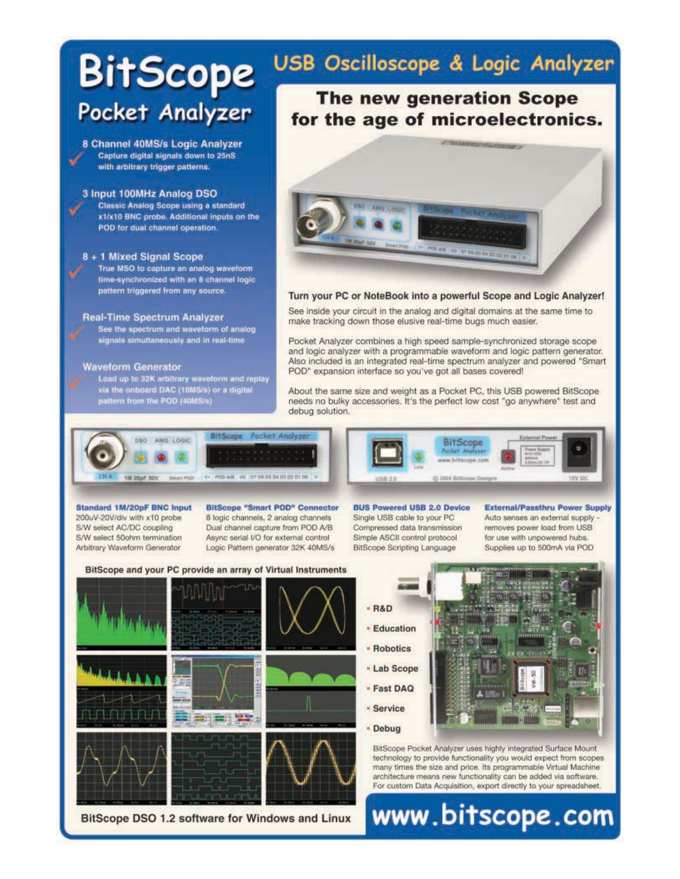# BitScope

## Pocket Analyzer

## USB Oscilloscope & Logic Analyzer

### The new generation Scope for the age of microelectronics.

**8 Channel 40MS/s Logic Analyzer**
Capture digital signals down to 25nS with arbitrary trigger patterns.

**3 Input 100MHz Analog DSO**
Classic Analog Scope using a standard x1/x10 BNC probe. Additional inputs on the POD for dual channel operation.

**8 + 1 Mixed Signal Scope**
True MSO to capture an analog waveform time-synchronized with an 8 channel logic pattern triggered from any source.

**Real-Time Spectrum Analyzer**
See the spectrum and waveform of analog signals simultaneously and in real-time

**Waveform Generator**
Load up to 32K arbitrary waveform and replay via the onboard DAC (10MS/s) or a digital pattern from the POD (40MS/s)

**Turn your PC or NoteBook into a powerful Scope and Logic Analyzer!**

See inside your circuit in the analog and digital domains at the same time to make tracking down those elusive real-time bugs much easier.

Pocket Analyzer combines a high speed sample-synchronized storage scope and logic analyzer with a programmable waveform and logic pattern generator. Also included is an integrated real-time spectrum analyzer and powered "Smart POD" expansion interface so you've got all bases covered!

About the same size and weight as a Pocket PC, this USB powered BitScope needs no bulky accessories. It's the perfect low cost "go anywhere" test and debug solution.

**Standard 1M/20pF BNC Input**
200uV-20V/div with x10 probe
S/W select AC/DC coupling
S/W select 50ohm termination
Arbitrary Waveform Generator

**BitScope "Smart POD" Connector**
8 logic channels, 2 analog channels
Dual channel capture from POD A/B
Async serial I/O for external control
Logic Pattern generator 32K 40MS/s

**BUS Powered USB 2.0 Device**
Single USB cable to your PC
Compressed data transmission
Simple ASCII control protocol
BitScope Scripting Language

**External/Passthru Power Supply**
Auto senses an external supply - removes power load from USB for use with unpowered hubs.
Supplies up to 500mA via POD

**BitScope and your PC provide an array of Virtual Instruments**

- R&D
- Education
- Robotics
- Lab Scope
- Fast DAQ
- Service
- Debug

BitScope Pocket Analyzer uses highly integrated Surface Mount technology to provide functionality you would expect from scopes many times the size and price. Its programmable Virtual Machine architecture means new functionality can be added via software. For custom Data Acquisition, export directly to your spreadsheet.

BitScope DSO 1.2 software for Windows and Linux

**www.bitscope.com**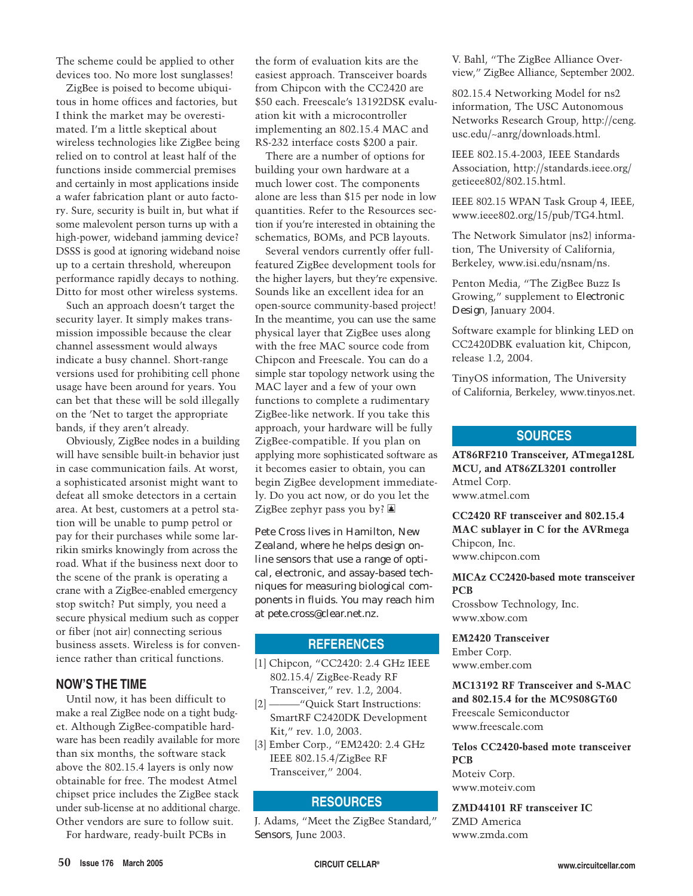The scheme could be applied to other devices too. No more lost sunglasses!

ZigBee is poised to become ubiquitous in home offices and factories, but I think the market may be overestimated. I'm a little skeptical about wireless technologies like ZigBee being relied on to control at least half of the functions inside commercial premises and certainly in most applications inside a wafer fabrication plant or auto factory. Sure, security is built in, but what if some malevolent person turns up with a high-power, wideband jamming device? DSSS is good at ignoring wideband noise up to a certain threshold, whereupon performance rapidly decays to nothing. Ditto for most other wireless systems.

Such an approach doesn't target the security layer. It simply makes transmission impossible because the clear channel assessment would always indicate a busy channel. Short-range versions used for prohibiting cell phone usage have been around for years. You can bet that these will be sold illegally on the 'Net to target the appropriate bands, if they aren't already.

Obviously, ZigBee nodes in a building will have sensible built-in behavior just in case communication fails. At worst, a sophisticated arsonist might want to defeat all smoke detectors in a certain area. At best, customers at a petrol station will be unable to pump petrol or pay for their purchases while some larrikin smirks knowingly from across the road. What if the business next door to the scene of the prank is operating a crane with a ZigBee-enabled emergency stop switch? Put simply, you need a secure physical medium such as copper or fiber (not air) connecting serious business assets. Wireless is for convenience rather than critical functions.

## NOW'S THE TIME

Until now, it has been difficult to make a real ZigBee node on a tight budget. Although ZigBee-compatible hardware has been readily available for more than six months, the software stack above the 802.15.4 layers is only now obtainable for free. The modest Atmel chipset price includes the ZigBee stack under sub-license at no additional charge. Other vendors are sure to follow suit.

For hardware, ready-built PCBs in the form of evaluation kits are the easiest approach. Transceiver boards from Chipcon with the CC2420 are $50 each. Freescale's 13192DSK evaluation kit with a microcontroller implementing an 802.15.4 MAC and RS-232 interface costs $200 a pair.

There are a number of options for building your own hardware at a much lower cost. The components alone are less than $15 per node in low quantities. Refer to the Resources section if you're interested in obtaining the schematics, BOMs, and PCB layouts.

Several vendors currently offer full-featured ZigBee development tools for the higher layers, but they're expensive. Sounds like an excellent idea for an open-source community-based project! In the meantime, you can use the same physical layer that ZigBee uses along with the free MAC source code from Chipcon and Freescale. You can do a simple star topology network using the MAC layer and a few of your own functions to complete a rudimentary ZigBee-like network. If you take this approach, your hardware will be fully ZigBee-compatible. If you plan on applying more sophisticated software as it becomes easier to obtain, you can begin ZigBee development immediately. Do you act now, or do you let the ZigBee zephyr pass you by?

*Pete Cross lives in Hamilton, New Zealand, where he helps design online sensors that use a range of optical, electronic, and assay-based techniques for measuring biological components in fluids. You may reach him at pete.cross@clear.net.nz.*

## REFERENCES

[1] Chipcon, "CC2420: 2.4 GHz IEEE 802.15.4/ ZigBee-Ready RF Transceiver," rev. 1.2, 2004.

[2] ———"Quick Start Instructions: SmartRF C2420DK Development Kit," rev. 1.0, 2003.

[3] Ember Corp., "EM2420: 2.4 GHz IEEE 802.15.4/ZigBee RF Transceiver," 2004.

## RESOURCES

J. Adams, "Meet the ZigBee Standard," *Sensors*, June 2003.

V. Bahl, "The ZigBee Alliance Overview," ZigBee Alliance, September 2002.

802.15.4 Networking Model for ns2 information, The USC Autonomous Networks Research Group, http://ceng.usc.edu/~anrg/downloads.html.

IEEE 802.15.4-2003, IEEE Standards Association, http://standards.ieee.org/getieee802/802.15.html.

IEEE 802.15 WPAN Task Group 4, IEEE, www.ieee802.org/15/pub/TG4.html.

The Network Simulator (ns2) information, The University of California, Berkeley, www.isi.edu/nsnam/ns.

Penton Media, "The ZigBee Buzz Is Growing," supplement to *Electronic Design*, January 2004.

Software example for blinking LED on CC2420DBK evaluation kit, Chipcon, release 1.2, 2004.

TinyOS information, The University of California, Berkeley, www.tinyos.net.

## SOURCES

**AT86RF210 Transceiver, ATmega128L MCU, and AT86ZL3201 controller**
Atmel Corp.
www.atmel.com

**CC2420 RF transceiver and 802.15.4 MAC sublayer in C for the AVRmega**
Chipcon, Inc.
www.chipcon.com

**MICAz CC2420-based mote transceiver PCB**
Crossbow Technology, Inc.
www.xbow.com

**EM2420 Transceiver**
Ember Corp.
www.ember.com

**MC13192 RF Transceiver and S-MAC and 802.15.4 for the MC9S08GT60**
Freescale Semiconductor
www.freescale.com

**Telos CC2420-based mote transceiver PCB**
Moteiv Corp.
www.moteiv.com

**ZMD44101 RF transceiver IC**
ZMD America
www.zmda.com